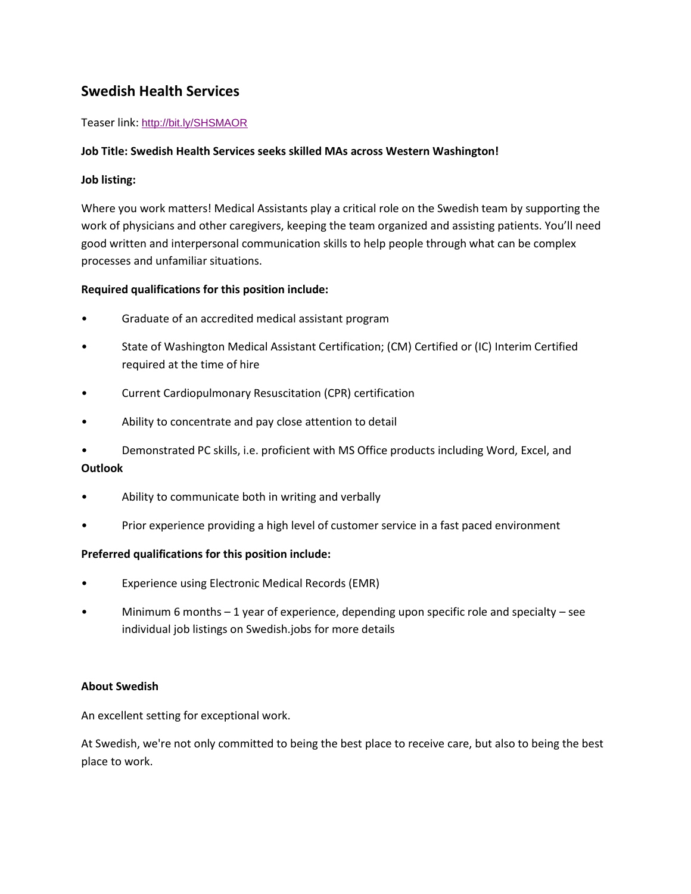## Swedish Health Services

Teaser link: http://bit.ly/SHSMAOR

**Job Title: Swedish Health Services seeks skilled MAs across Western Washington!**

**Job listing:**

Where you work matters! Medical Assistants play a critical role on the Swedish team by supporting the work of physicians and other caregivers, keeping the team organized and assisting patients. You'll need good written and interpersonal communication skills to help people through what can be complex processes and unfamiliar situations.

**Required qualifications for this position include:**

- Graduate of an accredited medical assistant program
- State of Washington Medical Assistant Certification; (CM) Certified or (IC) Interim Certified required at the time of hire
- Current Cardiopulmonary Resuscitation (CPR) certification
- Ability to concentrate and pay close attention to detail
- Demonstrated PC skills, i.e. proficient with MS Office products including Word, Excel, and **Outlook**
- Ability to communicate both in writing and verbally
- Prior experience providing a high level of customer service in a fast paced environment

**Preferred qualifications for this position include:**

- Experience using Electronic Medical Records (EMR)
- Minimum 6 months – 1 year of experience, depending upon specific role and specialty – see individual job listings on Swedish.jobs for more details

**About Swedish**

An excellent setting for exceptional work.

At Swedish, we're not only committed to being the best place to receive care, but also to being the best place to work.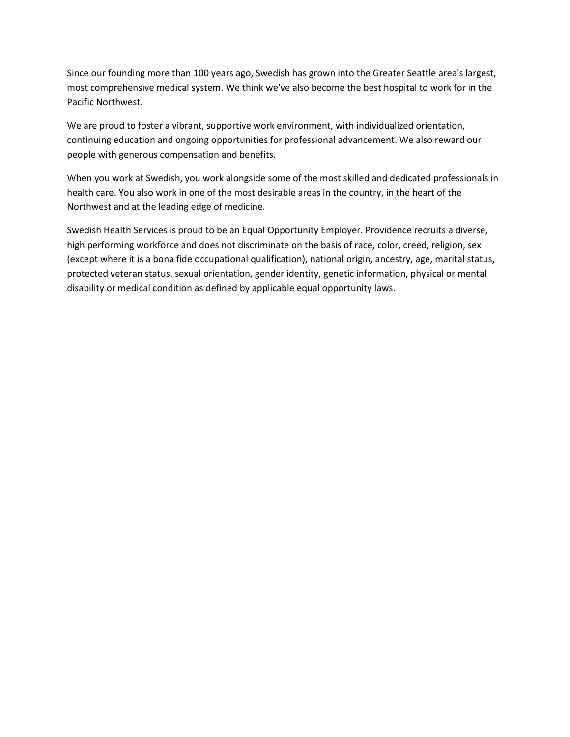Since our founding more than 100 years ago, Swedish has grown into the Greater Seattle area's largest, most comprehensive medical system. We think we've also become the best hospital to work for in the Pacific Northwest.

We are proud to foster a vibrant, supportive work environment, with individualized orientation, continuing education and ongoing opportunities for professional advancement. We also reward our people with generous compensation and benefits.

When you work at Swedish, you work alongside some of the most skilled and dedicated professionals in health care. You also work in one of the most desirable areas in the country, in the heart of the Northwest and at the leading edge of medicine.

Swedish Health Services is proud to be an Equal Opportunity Employer. Providence recruits a diverse, high performing workforce and does not discriminate on the basis of race, color, creed, religion, sex (except where it is a bona fide occupational qualification), national origin, ancestry, age, marital status, protected veteran status, sexual orientation, gender identity, genetic information, physical or mental disability or medical condition as defined by applicable equal opportunity laws.